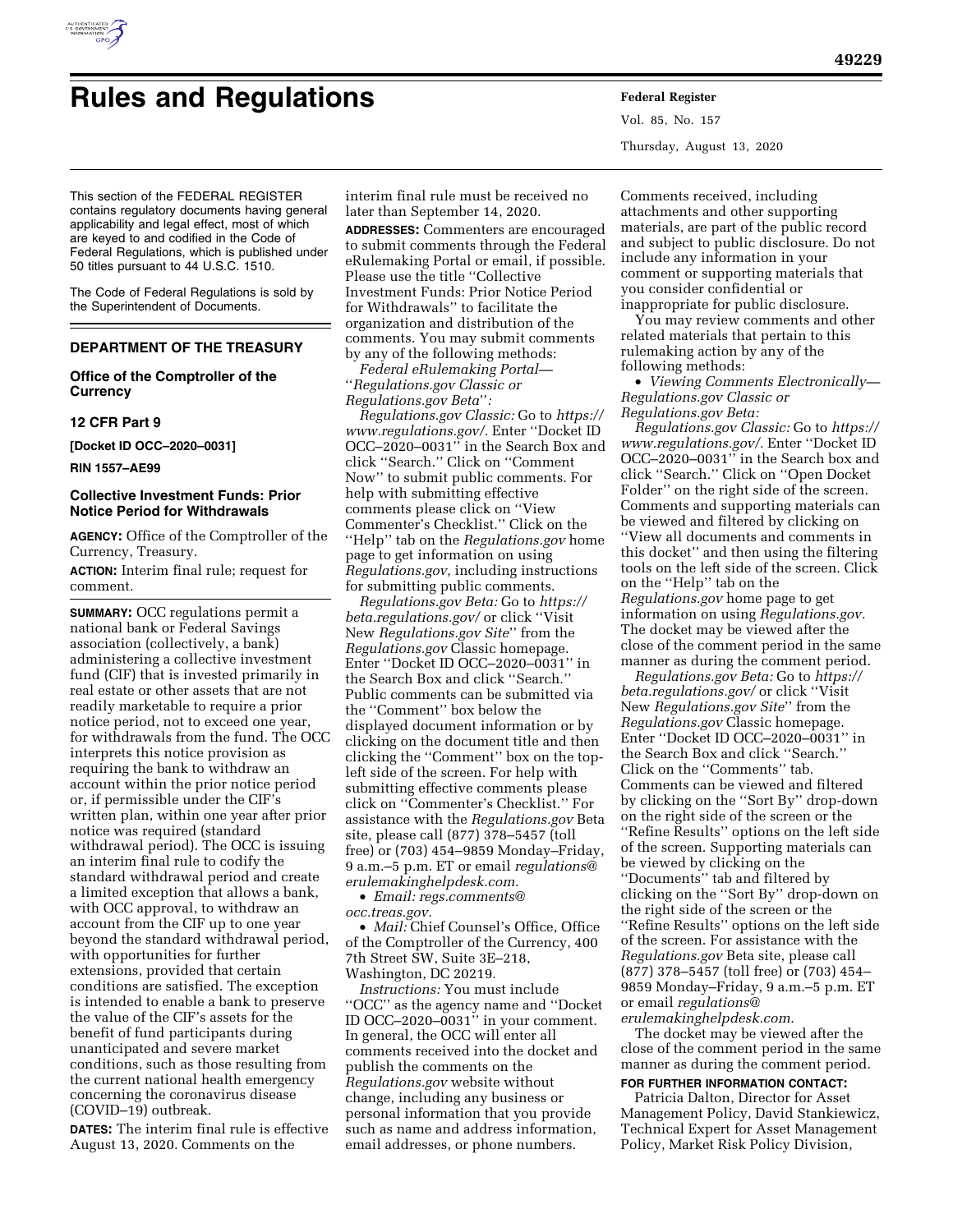# Rules and Regulations

This section of the FEDERAL REGISTER contains regulatory documents having general applicability and legal effect, most of which are keyed to and codified in the Code of Federal Regulations, which is published under 50 titles pursuant to 44 U.S.C. 1510.

The Code of Federal Regulations is sold by the Superintendent of Documents.

## DEPARTMENT OF THE TREASURY

### Office of the Comptroller of the Currency

### 12 CFR Part 9

**[Docket ID OCC–2020–0031]**

**RIN 1557–AE99**

### Collective Investment Funds: Prior Notice Period for Withdrawals

**AGENCY:** Office of the Comptroller of the Currency, Treasury.

**ACTION:** Interim final rule; request for comment.

**SUMMARY:** OCC regulations permit a national bank or Federal Savings association (collectively, a bank) administering a collective investment fund (CIF) that is invested primarily in real estate or other assets that are not readily marketable to require a prior notice period, not to exceed one year, for withdrawals from the fund. The OCC interprets this notice provision as requiring the bank to withdraw an account within the prior notice period or, if permissible under the CIF's written plan, within one year after prior notice was required (standard withdrawal period). The OCC is issuing an interim final rule to codify the standard withdrawal period and create a limited exception that allows a bank, with OCC approval, to withdraw an account from the CIF up to one year beyond the standard withdrawal period, with opportunities for further extensions, provided that certain conditions are satisfied. The exception is intended to enable a bank to preserve the value of the CIF's assets for the benefit of fund participants during unanticipated and severe market conditions, such as those resulting from the current national health emergency concerning the coronavirus disease (COVID–19) outbreak.

**DATES:** The interim final rule is effective August 13, 2020. Comments on the interim final rule must be received no later than September 14, 2020.

**ADDRESSES:** Commenters are encouraged to submit comments through the Federal eRulemaking Portal or email, if possible. Please use the title ''Collective Investment Funds: Prior Notice Period for Withdrawals'' to facilitate the organization and distribution of the comments. You may submit comments by any of the following methods:

*Federal eRulemaking Portal—''Regulations.gov Classic or Regulations.gov Beta'':*

*Regulations.gov Classic:* Go to *https://www.regulations.gov/.* Enter ''Docket ID OCC–2020–0031'' in the Search Box and click ''Search.'' Click on ''Comment Now'' to submit public comments. For help with submitting effective comments please click on ''View Commenter's Checklist.'' Click on the ''Help'' tab on the *Regulations.gov* home page to get information on using *Regulations.gov,* including instructions for submitting public comments.

*Regulations.gov Beta:* Go to *https://beta.regulations.gov/* or click ''Visit New *Regulations.gov Site*'' from the *Regulations.gov* Classic homepage. Enter ''Docket ID OCC–2020–0031'' in the Search Box and click ''Search.'' Public comments can be submitted via the ''Comment'' box below the displayed document information or by clicking on the document title and then clicking the ''Comment'' box on the top-left side of the screen. For help with submitting effective comments please click on ''Commenter's Checklist.'' For assistance with the *Regulations.gov* Beta site, please call (877) 378–5457 (toll free) or (703) 454–9859 Monday–Friday, 9 a.m.–5 p.m. ET or email *regulations@erulemakinghelpdesk.com.*

- *Email: regs.comments@occ.treas.gov.*
- *Mail:* Chief Counsel's Office, Office of the Comptroller of the Currency, 400 7th Street SW, Suite 3E–218, Washington, DC 20219.

*Instructions:* You must include ''OCC'' as the agency name and ''Docket ID OCC–2020–0031'' in your comment. In general, the OCC will enter all comments received into the docket and publish the comments on the *Regulations.gov* website without change, including any business or personal information that you provide such as name and address information, email addresses, or phone numbers. Comments received, including attachments and other supporting materials, are part of the public record and subject to public disclosure. Do not include any information in your comment or supporting materials that you consider confidential or inappropriate for public disclosure.

You may review comments and other related materials that pertain to this rulemaking action by any of the following methods:

- *Viewing Comments Electronically—Regulations.gov Classic or Regulations.gov Beta:*

*Regulations.gov Classic:* Go to *https://www.regulations.gov/.* Enter ''Docket ID OCC–2020–0031'' in the Search box and click ''Search.'' Click on ''Open Docket Folder'' on the right side of the screen. Comments and supporting materials can be viewed and filtered by clicking on ''View all documents and comments in this docket'' and then using the filtering tools on the left side of the screen. Click on the ''Help'' tab on the *Regulations.gov* home page to get information on using *Regulations.gov.* The docket may be viewed after the close of the comment period in the same manner as during the comment period.

*Regulations.gov Beta:* Go to *https://beta.regulations.gov/* or click ''Visit New *Regulations.gov Site*'' from the *Regulations.gov* Classic homepage. Enter ''Docket ID OCC–2020–0031'' in the Search Box and click ''Search.'' Click on the ''Comments'' tab. Comments can be viewed and filtered by clicking on the ''Sort By'' drop-down on the right side of the screen or the ''Refine Results'' options on the left side of the screen. Supporting materials can be viewed by clicking on the ''Documents'' tab and filtered by clicking on the ''Sort By'' drop-down on the right side of the screen or the ''Refine Results'' options on the left side of the screen. For assistance with the *Regulations.gov* Beta site, please call (877) 378–5457 (toll free) or (703) 454–9859 Monday–Friday, 9 a.m.–5 p.m. ET or email *regulations@erulemakinghelpdesk.com.*

The docket may be viewed after the close of the comment period in the same manner as during the comment period.

**FOR FURTHER INFORMATION CONTACT:** Patricia Dalton, Director for Asset Management Policy, David Stankiewicz, Technical Expert for Asset Management Policy, Market Risk Policy Division,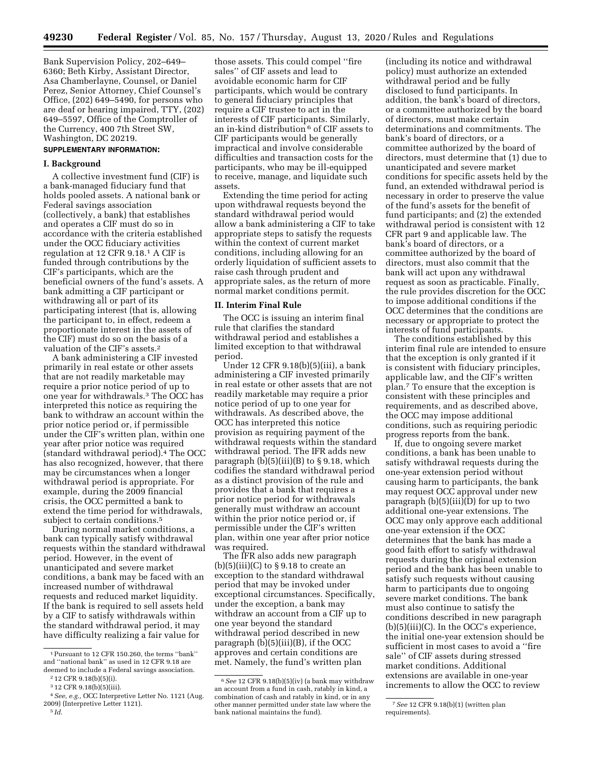Bank Supervision Policy, 202–649–6360; Beth Kirby, Assistant Director, Asa Chamberlayne, Counsel, or Daniel Perez, Senior Attorney, Chief Counsel's Office, (202) 649–5490, for persons who are deaf or hearing impaired, TTY, (202) 649–5597, Office of the Comptroller of the Currency, 400 7th Street SW, Washington, DC 20219.

**SUPPLEMENTARY INFORMATION:**

## I. Background

A collective investment fund (CIF) is a bank-managed fiduciary fund that holds pooled assets. A national bank or Federal savings association (collectively, a bank) that establishes and operates a CIF must do so in accordance with the criteria established under the OCC fiduciary activities regulation at 12 CFR 9.18.[1] A CIF is funded through contributions by the CIF's participants, which are the beneficial owners of the fund's assets. A bank admitting a CIF participant or withdrawing all or part of its participating interest (that is, allowing the participant to, in effect, redeem a proportionate interest in the assets of the CIF) must do so on the basis of a valuation of the CIF's assets.[2]

A bank administering a CIF invested primarily in real estate or other assets that are not readily marketable may require a prior notice period of up to one year for withdrawals.[3] The OCC has interpreted this notice as requiring the bank to withdraw an account within the prior notice period or, if permissible under the CIF's written plan, within one year after prior notice was required (standard withdrawal period).[4] The OCC has also recognized, however, that there may be circumstances when a longer withdrawal period is appropriate. For example, during the 2009 financial crisis, the OCC permitted a bank to extend the time period for withdrawals, subject to certain conditions.[5]

During normal market conditions, a bank can typically satisfy withdrawal requests within the standard withdrawal period. However, in the event of unanticipated and severe market conditions, a bank may be faced with an increased number of withdrawal requests and reduced market liquidity. If the bank is required to sell assets held by a CIF to satisfy withdrawals within the standard withdrawal period, it may have difficulty realizing a fair value for those assets. This could compel ''fire sales'' of CIF assets and lead to avoidable economic harm for CIF participants, which would be contrary to general fiduciary principles that require a CIF trustee to act in the interests of CIF participants. Similarly, an in-kind distribution[6] of CIF assets to CIF participants would be generally impractical and involve considerable difficulties and transaction costs for the participants, who may be ill-equipped to receive, manage, and liquidate such assets.

Extending the time period for acting upon withdrawal requests beyond the standard withdrawal period would allow a bank administering a CIF to take appropriate steps to satisfy the requests within the context of current market conditions, including allowing for an orderly liquidation of sufficient assets to raise cash through prudent and appropriate sales, as the return of more normal market conditions permit.

## II. Interim Final Rule

The OCC is issuing an interim final rule that clarifies the standard withdrawal period and establishes a limited exception to that withdrawal period.

Under 12 CFR 9.18(b)(5)(iii), a bank administering a CIF invested primarily in real estate or other assets that are not readily marketable may require a prior notice period of up to one year for withdrawals. As described above, the OCC has interpreted this notice provision as requiring payment of the withdrawal requests within the standard withdrawal period. The IFR adds new paragraph (b)(5)(iii)(B) to § 9.18, which codifies the standard withdrawal period as a distinct provision of the rule and provides that a bank that requires a prior notice period for withdrawals generally must withdraw an account within the prior notice period or, if permissible under the CIF's written plan, within one year after prior notice was required.

The IFR also adds new paragraph (b)(5)(iii)(C) to § 9.18 to create an exception to the standard withdrawal period that may be invoked under exceptional circumstances. Specifically, under the exception, a bank may withdraw an account from a CIF up to one year beyond the standard withdrawal period described in new paragraph (b)(5)(iii)(B), if the OCC approves and certain conditions are met. Namely, the fund's written plan (including its notice and withdrawal policy) must authorize an extended withdrawal period and be fully disclosed to fund participants. In addition, the bank's board of directors, or a committee authorized by the board of directors, must make certain determinations and commitments. The bank's board of directors, or a committee authorized by the board of directors, must determine that (1) due to unanticipated and severe market conditions for specific assets held by the fund, an extended withdrawal period is necessary in order to preserve the value of the fund's assets for the benefit of fund participants; and (2) the extended withdrawal period is consistent with 12 CFR part 9 and applicable law. The bank's board of directors, or a committee authorized by the board of directors, must also commit that the bank will act upon any withdrawal request as soon as practicable. Finally, the rule provides discretion for the OCC to impose additional conditions if the OCC determines that the conditions are necessary or appropriate to protect the interests of fund participants.

The conditions established by this interim final rule are intended to ensure that the exception is only granted if it is consistent with fiduciary principles, applicable law, and the CIF's written plan.[7] To ensure that the exception is consistent with these principles and requirements, and as described above, the OCC may impose additional conditions, such as requiring periodic progress reports from the bank.

If, due to ongoing severe market conditions, a bank has been unable to satisfy withdrawal requests during the one-year extension period without causing harm to participants, the bank may request OCC approval under new paragraph (b)(5)(iii)(D) for up to two additional one-year extensions. The OCC may only approve each additional one-year extension if the OCC determines that the bank has made a good faith effort to satisfy withdrawal requests during the original extension period and the bank has been unable to satisfy such requests without causing harm to participants due to ongoing severe market conditions. The bank must also continue to satisfy the conditions described in new paragraph (b)(5)(iii)(C). In the OCC's experience, the initial one-year extension should be sufficient in most cases to avoid a ''fire sale'' of CIF assets during stressed market conditions. Additional extensions are available in one-year increments to allow the OCC to review

---

[1] Pursuant to 12 CFR 150.260, the terms ''bank'' and ''national bank'' as used in 12 CFR 9.18 are deemed to include a Federal savings association.

[2] 12 CFR 9.18(b)(5)(i).

[3] 12 CFR 9.18(b)(5)(iii).

[4] *See, e.g.,* OCC Interpretive Letter No. 1121 (Aug. 2009) (Interpretive Letter 1121).

[5] *Id.*

[6] *See* 12 CFR 9.18(b)(5)(iv) (a bank may withdraw an account from a fund in cash, ratably in kind, a combination of cash and ratably in kind, or in any other manner permitted under state law where the bank national maintains the fund).

[7] *See* 12 CFR 9.18(b)(1) (written plan requirements).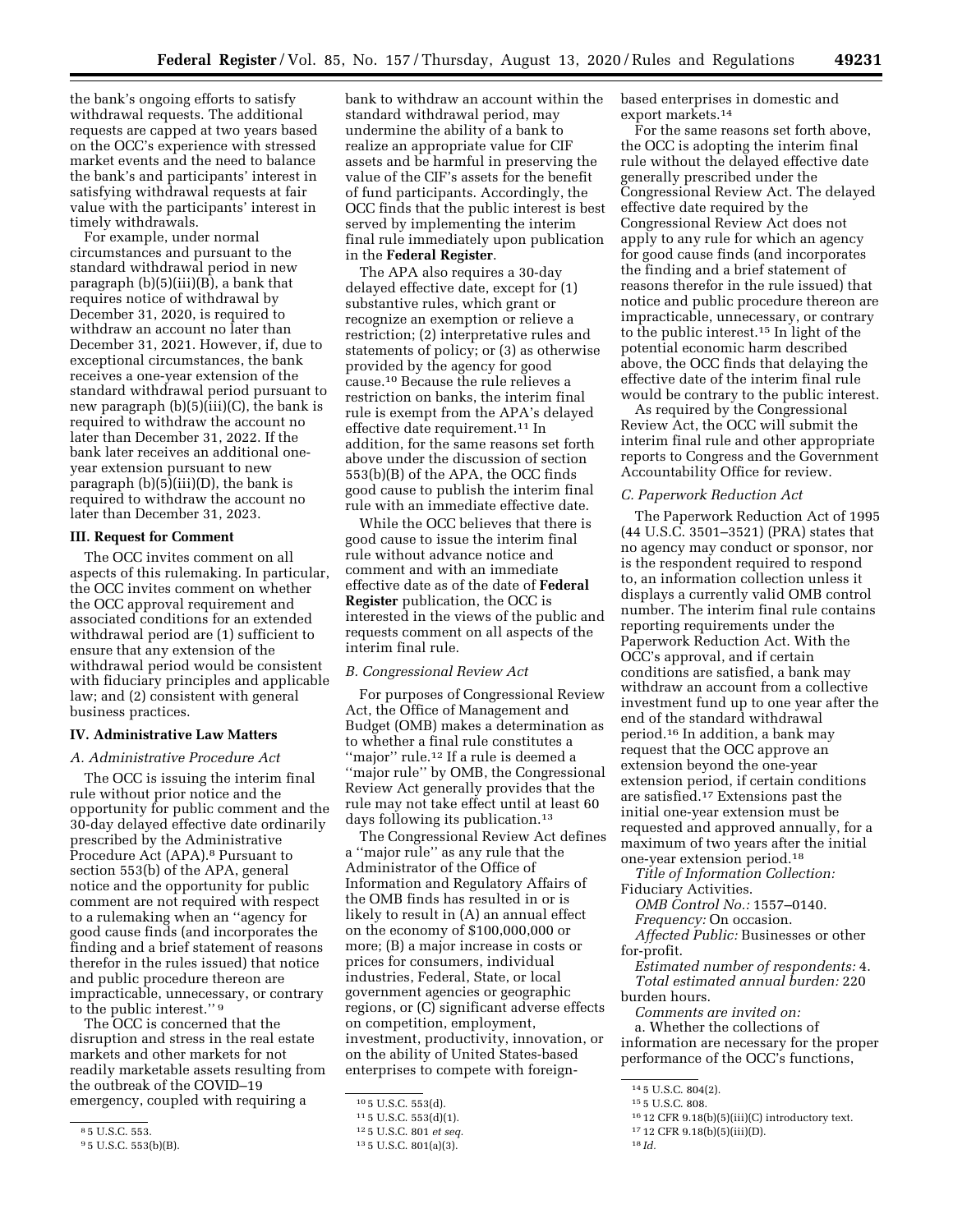the bank's ongoing efforts to satisfy withdrawal requests. The additional requests are capped at two years based on the OCC's experience with stressed market events and the need to balance the bank's and participants' interest in satisfying withdrawal requests at fair value with the participants' interest in timely withdrawals.

For example, under normal circumstances and pursuant to the standard withdrawal period in new paragraph (b)(5)(iii)(B), a bank that requires notice of withdrawal by December 31, 2020, is required to withdraw an account no later than December 31, 2021. However, if, due to exceptional circumstances, the bank receives a one-year extension of the standard withdrawal period pursuant to new paragraph (b)(5)(iii)(C), the bank is required to withdraw the account no later than December 31, 2022. If the bank later receives an additional one-year extension pursuant to new paragraph (b)(5)(iii)(D), the bank is required to withdraw the account no later than December 31, 2023.

## III. Request for Comment

The OCC invites comment on all aspects of this rulemaking. In particular, the OCC invites comment on whether the OCC approval requirement and associated conditions for an extended withdrawal period are (1) sufficient to ensure that any extension of the withdrawal period would be consistent with fiduciary principles and applicable law; and (2) consistent with general business practices.

## IV. Administrative Law Matters

### A. Administrative Procedure Act

The OCC is issuing the interim final rule without prior notice and the opportunity for public comment and the 30-day delayed effective date ordinarily prescribed by the Administrative Procedure Act (APA).[8] Pursuant to section 553(b) of the APA, general notice and the opportunity for public comment are not required with respect to a rulemaking when an ''agency for good cause finds (and incorporates the finding and a brief statement of reasons therefor in the rules issued) that notice and public procedure thereon are impracticable, unnecessary, or contrary to the public interest.'' [9]

The OCC is concerned that the disruption and stress in the real estate markets and other markets for not readily marketable assets resulting from the outbreak of the COVID–19 emergency, coupled with requiring a bank to withdraw an account within the standard withdrawal period, may undermine the ability of a bank to realize an appropriate value for CIF assets and be harmful in preserving the value of the CIF's assets for the benefit of fund participants. Accordingly, the OCC finds that the public interest is best served by implementing the interim final rule immediately upon publication in the **Federal Register**.

The APA also requires a 30-day delayed effective date, except for (1) substantive rules, which grant or recognize an exemption or relieve a restriction; (2) interpretative rules and statements of policy; or (3) as otherwise provided by the agency for good cause.[10] Because the rule relieves a restriction on banks, the interim final rule is exempt from the APA's delayed effective date requirement.[11] In addition, for the same reasons set forth above under the discussion of section 553(b)(B) of the APA, the OCC finds good cause to publish the interim final rule with an immediate effective date.

While the OCC believes that there is good cause to issue the interim final rule without advance notice and comment and with an immediate effective date as of the date of **Federal Register** publication, the OCC is interested in the views of the public and requests comment on all aspects of the interim final rule.

### B. Congressional Review Act

For purposes of Congressional Review Act, the Office of Management and Budget (OMB) makes a determination as to whether a final rule constitutes a ''major'' rule.[12] If a rule is deemed a ''major rule'' by OMB, the Congressional Review Act generally provides that the rule may not take effect until at least 60 days following its publication.[13]

The Congressional Review Act defines a ''major rule'' as any rule that the Administrator of the Office of Information and Regulatory Affairs of the OMB finds has resulted in or is likely to result in (A) an annual effect on the economy of $100,000,000 or more; (B) a major increase in costs or prices for consumers, individual industries, Federal, State, or local government agencies or geographic regions, or (C) significant adverse effects on competition, employment, investment, productivity, innovation, or on the ability of United States-based enterprises to compete with foreign-based enterprises in domestic and export markets.[14]

For the same reasons set forth above, the OCC is adopting the interim final rule without the delayed effective date generally prescribed under the Congressional Review Act. The delayed effective date required by the Congressional Review Act does not apply to any rule for which an agency for good cause finds (and incorporates the finding and a brief statement of reasons therefor in the rule issued) that notice and public procedure thereon are impracticable, unnecessary, or contrary to the public interest.[15] In light of the potential economic harm described above, the OCC finds that delaying the effective date of the interim final rule would be contrary to the public interest.

As required by the Congressional Review Act, the OCC will submit the interim final rule and other appropriate reports to Congress and the Government Accountability Office for review.

### C. Paperwork Reduction Act

The Paperwork Reduction Act of 1995 (44 U.S.C. 3501–3521) (PRA) states that no agency may conduct or sponsor, nor is the respondent required to respond to, an information collection unless it displays a currently valid OMB control number. The interim final rule contains reporting requirements under the Paperwork Reduction Act. With the OCC's approval, and if certain conditions are satisfied, a bank may withdraw an account from a collective investment fund up to one year after the end of the standard withdrawal period.[16] In addition, a bank may request that the OCC approve an extension beyond the one-year extension period, if certain conditions are satisfied.[17] Extensions past the initial one-year extension must be requested and approved annually, for a maximum of two years after the initial one-year extension period.[18]

*Title of Information Collection:* Fiduciary Activities.

*OMB Control No.:* 1557–0140.

*Frequency:* On occasion.

*Affected Public:* Businesses or other for-profit.

*Estimated number of respondents:* 4.

*Total estimated annual burden:* 220 burden hours.

*Comments are invited on:*

a. Whether the collections of information are necessary for the proper performance of the OCC's functions,

---

[8] 5 U.S.C. 553.

[9] 5 U.S.C. 553(b)(B).

[10] 5 U.S.C. 553(d).

[11] 5 U.S.C. 553(d)(1).

[12] 5 U.S.C. 801 *et seq.*

[13] 5 U.S.C. 801(a)(3).

[14] 5 U.S.C. 804(2).

[15] 5 U.S.C. 808.

[16] 12 CFR 9.18(b)(5)(iii)(C) introductory text.

[17] 12 CFR 9.18(b)(5)(iii)(D).

[18] *Id.*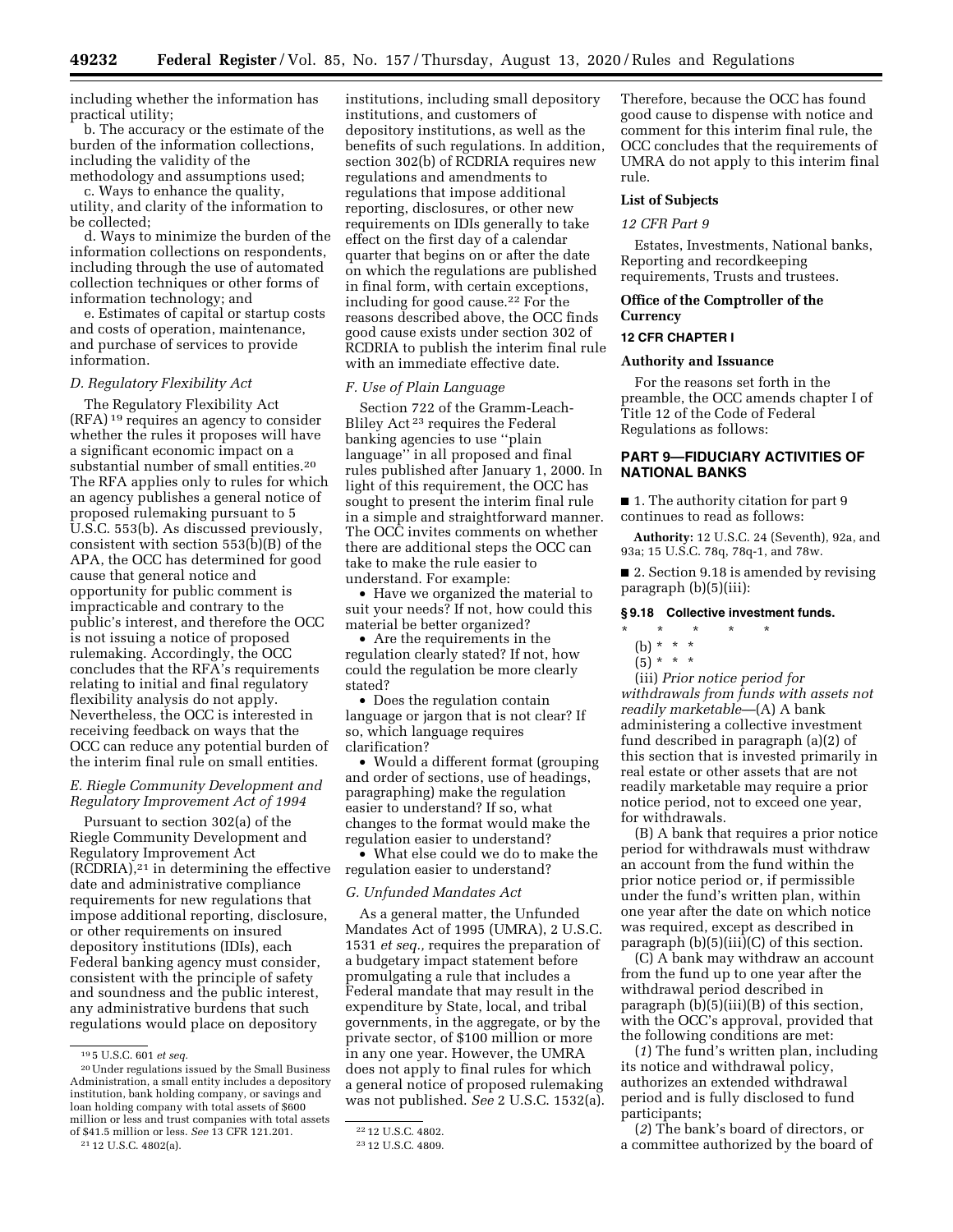including whether the information has practical utility;

b. The accuracy or the estimate of the burden of the information collections, including the validity of the methodology and assumptions used;

c. Ways to enhance the quality, utility, and clarity of the information to be collected;

d. Ways to minimize the burden of the information collections on respondents, including through the use of automated collection techniques or other forms of information technology; and

e. Estimates of capital or startup costs and costs of operation, maintenance, and purchase of services to provide information.

### *D. Regulatory Flexibility Act*

The Regulatory Flexibility Act (RFA)[19] requires an agency to consider whether the rules it proposes will have a significant economic impact on a substantial number of small entities.[20] The RFA applies only to rules for which an agency publishes a general notice of proposed rulemaking pursuant to 5 U.S.C. 553(b). As discussed previously, consistent with section 553(b)(B) of the APA, the OCC has determined for good cause that general notice and opportunity for public comment is impracticable and contrary to the public's interest, and therefore the OCC is not issuing a notice of proposed rulemaking. Accordingly, the OCC concludes that the RFA's requirements relating to initial and final regulatory flexibility analysis do not apply. Nevertheless, the OCC is interested in receiving feedback on ways that the OCC can reduce any potential burden of the interim final rule on small entities.

### *E. Riegle Community Development and Regulatory Improvement Act of 1994*

Pursuant to section 302(a) of the Riegle Community Development and Regulatory Improvement Act (RCDRIA),[21] in determining the effective date and administrative compliance requirements for new regulations that impose additional reporting, disclosure, or other requirements on insured depository institutions (IDIs), each Federal banking agency must consider, consistent with the principle of safety and soundness and the public interest, any administrative burdens that such regulations would place on depository institutions, including small depository institutions, and customers of depository institutions, as well as the benefits of such regulations. In addition, section 302(b) of RCDRIA requires new regulations and amendments to regulations that impose additional reporting, disclosures, or other new requirements on IDIs generally to take effect on the first day of a calendar quarter that begins on or after the date on which the regulations are published in final form, with certain exceptions, including for good cause.[22] For the reasons described above, the OCC finds good cause exists under section 302 of RCDRIA to publish the interim final rule with an immediate effective date.

### *F. Use of Plain Language*

Section 722 of the Gramm-Leach-Bliley Act[23] requires the Federal banking agencies to use ''plain language'' in all proposed and final rules published after January 1, 2000. In light of this requirement, the OCC has sought to present the interim final rule in a simple and straightforward manner. The OCC invites comments on whether there are additional steps the OCC can take to make the rule easier to understand. For example:

- Have we organized the material to suit your needs? If not, how could this material be better organized?
- Are the requirements in the regulation clearly stated? If not, how could the regulation be more clearly stated?
- Does the regulation contain language or jargon that is not clear? If so, which language requires clarification?
- Would a different format (grouping and order of sections, use of headings, paragraphing) make the regulation easier to understand? If so, what changes to the format would make the regulation easier to understand?
- What else could we do to make the regulation easier to understand?

### *G. Unfunded Mandates Act*

As a general matter, the Unfunded Mandates Act of 1995 (UMRA), 2 U.S.C. 1531 *et seq.,* requires the preparation of a budgetary impact statement before promulgating a rule that includes a Federal mandate that may result in the expenditure by State, local, and tribal governments, in the aggregate, or by the private sector, of $100 million or more in any one year. However, the UMRA does not apply to final rules for which a general notice of proposed rulemaking was not published. *See* 2 U.S.C. 1532(a). Therefore, because the OCC has found good cause to dispense with notice and comment for this interim final rule, the OCC concludes that the requirements of UMRA do not apply to this interim final rule.

### List of Subjects

*12 CFR Part 9*

Estates, Investments, National banks, Reporting and recordkeeping requirements, Trusts and trustees.

### Office of the Comptroller of the Currency

### 12 CFR CHAPTER I

### Authority and Issuance

For the reasons set forth in the preamble, the OCC amends chapter I of Title 12 of the Code of Federal Regulations as follows:

## PART 9—FIDUCIARY ACTIVITIES OF NATIONAL BANKS

■ 1. The authority citation for part 9 continues to read as follows:

**Authority:** 12 U.S.C. 24 (Seventh), 92a, and 93a; 15 U.S.C. 78q, 78q-1, and 78w.

■ 2. Section 9.18 is amended by revising paragraph (b)(5)(iii):

### § 9.18 Collective investment funds.

\* \* \* \* \*

(b) \* \* \*

(5) \* \* \*

(iii) *Prior notice period for withdrawals from funds with assets not readily marketable*—(A) A bank administering a collective investment fund described in paragraph (a)(2) of this section that is invested primarily in real estate or other assets that are not readily marketable may require a prior notice period, not to exceed one year, for withdrawals.

(B) A bank that requires a prior notice period for withdrawals must withdraw an account from the fund within the prior notice period or, if permissible under the fund's written plan, within one year after the date on which notice was required, except as described in paragraph (b)(5)(iii)(C) of this section.

(C) A bank may withdraw an account from the fund up to one year after the withdrawal period described in paragraph (b)(5)(iii)(B) of this section, with the OCC's approval, provided that the following conditions are met:

(*1*) The fund's written plan, including its notice and withdrawal policy, authorizes an extended withdrawal period and is fully disclosed to fund participants;

(*2*) The bank's board of directors, or a committee authorized by the board of

---

[19] 5 U.S.C. 601 *et seq.*

[20] Under regulations issued by the Small Business Administration, a small entity includes a depository institution, bank holding company, or savings and loan holding company with total assets of $600 million or less and trust companies with total assets of $41.5 million or less. *See* 13 CFR 121.201.

[21] 12 U.S.C. 4802(a).

[22] 12 U.S.C. 4802.

[23] 12 U.S.C. 4809.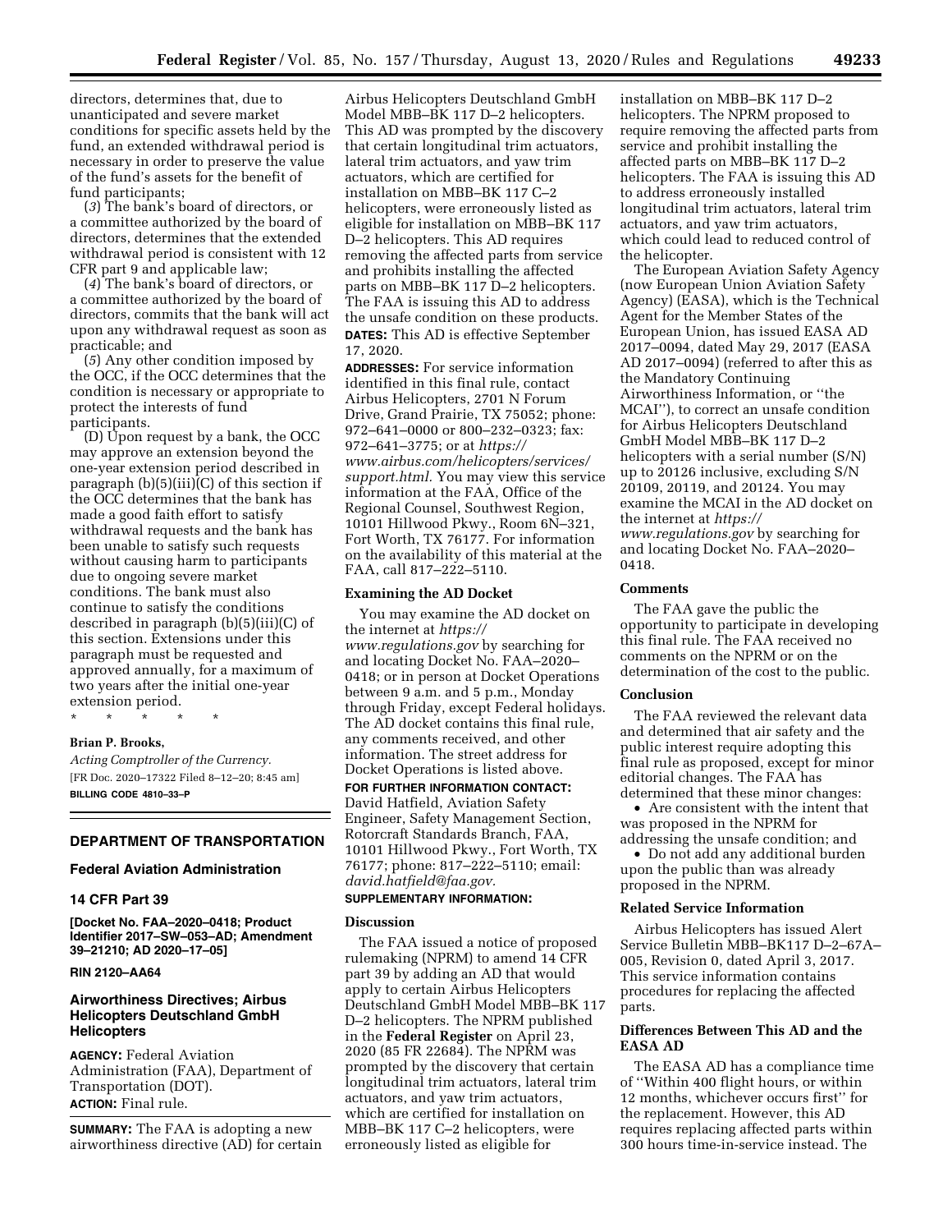directors, determines that, due to unanticipated and severe market conditions for specific assets held by the fund, an extended withdrawal period is necessary in order to preserve the value of the fund's assets for the benefit of fund participants;

(*3*) The bank's board of directors, or a committee authorized by the board of directors, determines that the extended withdrawal period is consistent with 12 CFR part 9 and applicable law;

(*4*) The bank's board of directors, or a committee authorized by the board of directors, commits that the bank will act upon any withdrawal request as soon as practicable; and

(*5*) Any other condition imposed by the OCC, if the OCC determines that the condition is necessary or appropriate to protect the interests of fund participants.

(D) Upon request by a bank, the OCC may approve an extension beyond the one-year extension period described in paragraph (b)(5)(iii)(C) of this section if the OCC determines that the bank has made a good faith effort to satisfy withdrawal requests and the bank has been unable to satisfy such requests without causing harm to participants due to ongoing severe market conditions. The bank must also continue to satisfy the conditions described in paragraph (b)(5)(iii)(C) of this section. Extensions under this paragraph must be requested and approved annually, for a maximum of two years after the initial one-year extension period.

\* \* \* \* \*

**Brian P. Brooks,**

*Acting Comptroller of the Currency.*

[FR Doc. 2020–17322 Filed 8–12–20; 8:45 am]

**BILLING CODE 4810–33–P**

---

## DEPARTMENT OF TRANSPORTATION

### Federal Aviation Administration

### 14 CFR Part 39

**[Docket No. FAA–2020–0418; Product Identifier 2017–SW–053–AD; Amendment 39–21210; AD 2020–17–05]**

**RIN 2120–AA64**

### Airworthiness Directives; Airbus Helicopters Deutschland GmbH Helicopters

**AGENCY:** Federal Aviation Administration (FAA), Department of Transportation (DOT).

**ACTION:** Final rule.

**SUMMARY:** The FAA is adopting a new airworthiness directive (AD) for certain Airbus Helicopters Deutschland GmbH Model MBB–BK 117 D–2 helicopters. This AD was prompted by the discovery that certain longitudinal trim actuators, lateral trim actuators, and yaw trim actuators, which are certified for installation on MBB–BK 117 C–2 helicopters, were erroneously listed as eligible for installation on MBB–BK 117 D–2 helicopters. This AD requires removing the affected parts from service and prohibits installing the affected parts on MBB–BK 117 D–2 helicopters. The FAA is issuing this AD to address the unsafe condition on these products.

**DATES:** This AD is effective September 17, 2020.

**ADDRESSES:** For service information identified in this final rule, contact Airbus Helicopters, 2701 N Forum Drive, Grand Prairie, TX 75052; phone: 972–641–0000 or 800–232–0323; fax: 972–641–3775; or at *https://www.airbus.com/helicopters/services/support.html.* You may view this service information at the FAA, Office of the Regional Counsel, Southwest Region, 10101 Hillwood Pkwy., Room 6N–321, Fort Worth, TX 76177. For information on the availability of this material at the FAA, call 817–222–5110.

#### Examining the AD Docket

You may examine the AD docket on the internet at *https://www.regulations.gov* by searching for and locating Docket No. FAA–2020–0418; or in person at Docket Operations between 9 a.m. and 5 p.m., Monday through Friday, except Federal holidays. The AD docket contains this final rule, any comments received, and other information. The street address for Docket Operations is listed above.

**FOR FURTHER INFORMATION CONTACT:** David Hatfield, Aviation Safety Engineer, Safety Management Section, Rotorcraft Standards Branch, FAA, 10101 Hillwood Pkwy., Fort Worth, TX 76177; phone: 817–222–5110; email: *david.hatfield@faa.gov.*

**SUPPLEMENTARY INFORMATION:**

#### Discussion

The FAA issued a notice of proposed rulemaking (NPRM) to amend 14 CFR part 39 by adding an AD that would apply to certain Airbus Helicopters Deutschland GmbH Model MBB–BK 117 D–2 helicopters. The NPRM published in the **Federal Register** on April 23, 2020 (85 FR 22684). The NPRM was prompted by the discovery that certain longitudinal trim actuators, lateral trim actuators, and yaw trim actuators, which are certified for installation on MBB–BK 117 C–2 helicopters, were erroneously listed as eligible for installation on MBB–BK 117 D–2 helicopters. The NPRM proposed to require removing the affected parts from service and prohibit installing the affected parts on MBB–BK 117 D–2 helicopters. The FAA is issuing this AD to address erroneously installed longitudinal trim actuators, lateral trim actuators, and yaw trim actuators, which could lead to reduced control of the helicopter.

The European Aviation Safety Agency (now European Union Aviation Safety Agency) (EASA), which is the Technical Agent for the Member States of the European Union, has issued EASA AD 2017–0094, dated May 29, 2017 (EASA AD 2017–0094) (referred to after this as the Mandatory Continuing Airworthiness Information, or "the MCAI"), to correct an unsafe condition for Airbus Helicopters Deutschland GmbH Model MBB–BK 117 D–2 helicopters with a serial number (S/N) up to 20126 inclusive, excluding S/N 20109, 20119, and 20124. You may examine the MCAI in the AD docket on the internet at *https://www.regulations.gov* by searching for and locating Docket No. FAA–2020–0418.

#### Comments

The FAA gave the public the opportunity to participate in developing this final rule. The FAA received no comments on the NPRM or on the determination of the cost to the public.

#### Conclusion

The FAA reviewed the relevant data and determined that air safety and the public interest require adopting this final rule as proposed, except for minor editorial changes. The FAA has determined that these minor changes:

- Are consistent with the intent that was proposed in the NPRM for addressing the unsafe condition; and
- Do not add any additional burden upon the public than was already proposed in the NPRM.

#### Related Service Information

Airbus Helicopters has issued Alert Service Bulletin MBB–BK117 D–2–67A–005, Revision 0, dated April 3, 2017. This service information contains procedures for replacing the affected parts.

#### Differences Between This AD and the EASA AD

The EASA AD has a compliance time of "Within 400 flight hours, or within 12 months, whichever occurs first" for the replacement. However, this AD requires replacing affected parts within 300 hours time-in-service instead. The